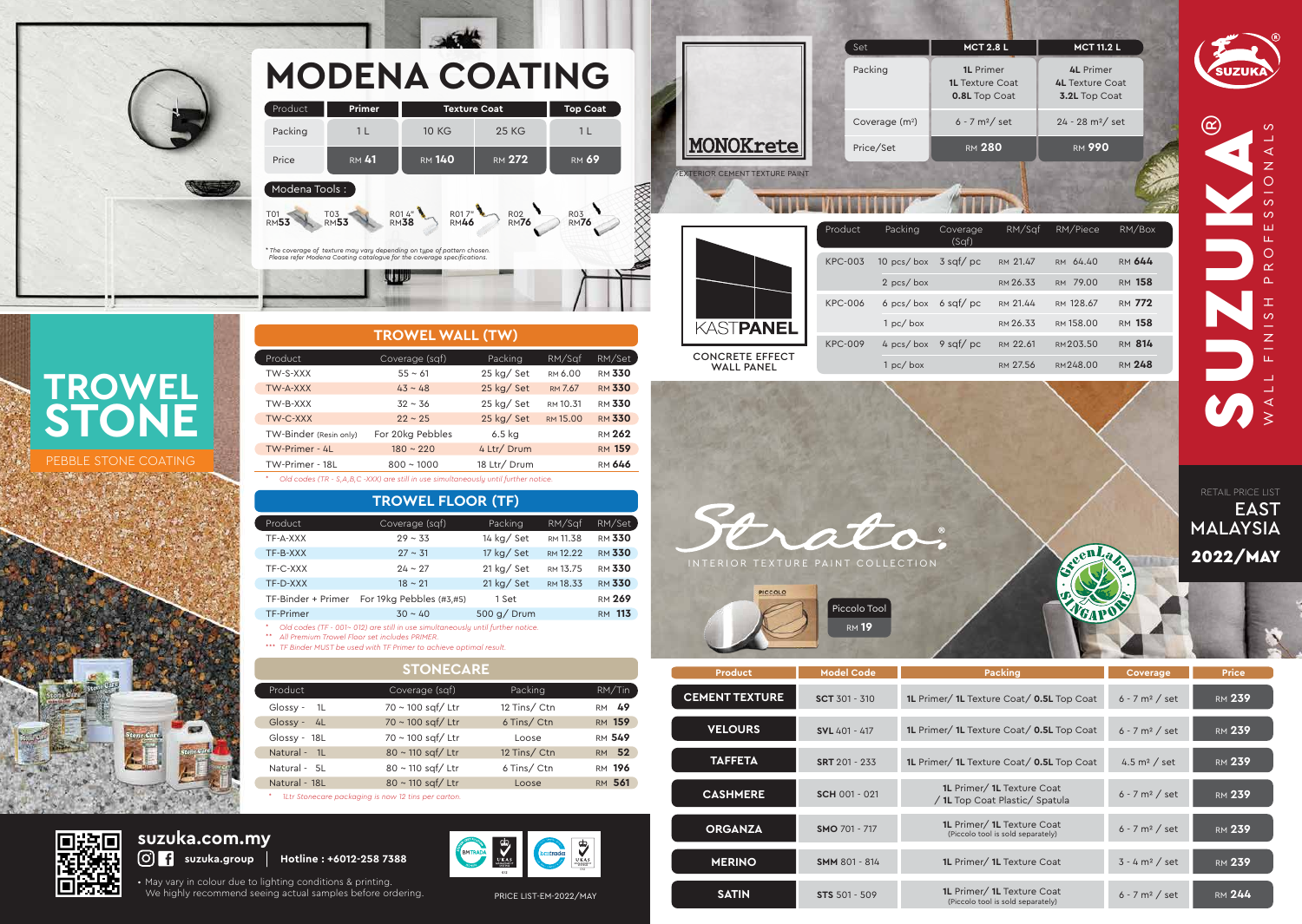# MODENA COATING

| Product | Primer | Texture Coat | | Top Coat |
|---|---|---|---|---|
| Packing | 1 L | 10 KG | 25 KG | 1 L |
| Price | RM 41 | RM 140 | RM 272 | RM 69 |

Modena Tools :

- T01 RM53
- T03 RM53
- R01 4" RM38
- R01 7" RM46
- R02 RM76
- R03 RM76

* The coverage of texture may vary depending on type of pattern chosen. Please refer Modena Coating catalogue for the coverage specifications.

# MONOKrete

EXTERIOR CEMENT TEXTURE PAINT

| Set | MCT 2.8 L | MCT 11.2 L |
|---|---|---|
| Packing | 1L Primer, 1L Texture Coat, 0.8L Top Coat | 4L Primer, 4L Texture Coat, 3.2L Top Coat |
| Coverage (m²) | 6 - 7 m²/ set | 24 - 28 m²/ set |
| Price/Set | RM 280 | RM 990 |

# KASTPANEL

CONCRETE EFFECT WALL PANEL

| Product | Packing | Coverage (Sqf) | RM/Sqf | RM/Piece | RM/Box |
|---|---|---|---|---|---|
| KPC-003 | 10 pcs/ box | 3 sqf/ pc | RM 21.47 | RM 64.40 | RM 644 |
| | 2 pcs/ box | | RM 26.33 | RM 79.00 | RM 158 |
| KPC-006 | 6 pcs/ box | 6 sqf/ pc | RM 21.44 | RM 128.67 | RM 772 |
| | 1 pc/ box | | RM 26.33 | RM 158.00 | RM 158 |
| KPC-009 | 4 pcs/ box | 9 sqf/ pc | RM 22.61 | RM 203.50 | RM 814 |
| | 1 pc/ box | | RM 27.56 | RM 248.00 | RM 248 |

# SUZUKA®

WALL FINISH PROFESSIONALS

RETAIL PRICE LIST
EAST MALAYSIA
2022/MAY

# TROWEL STONE

PEBBLE STONE COATING

## TROWEL WALL (TW)

| Product | Coverage (sqf) | Packing | RM/Sqf | RM/Set |
|---|---|---|---|---|
| TW-S-XXX | 55 ~ 61 | 25 kg/ Set | RM 6.00 | RM 330 |
| TW-A-XXX | 43 ~ 48 | 25 kg/ Set | RM 7.67 | RM 330 |
| TW-B-XXX | 32 ~ 36 | 25 kg/ Set | RM 10.31 | RM 330 |
| TW-C-XXX | 22 ~ 25 | 25 kg/ Set | RM 15.00 | RM 330 |
| TW-Binder (Resin only) | For 20kg Pebbles | 6.5 kg | | RM 262 |
| TW-Primer - 4L | 180 ~ 220 | 4 Ltr/ Drum | | RM 159 |
| TW-Primer - 18L | 800 ~ 1000 | 18 Ltr/ Drum | | RM 646 |

* Old codes (TR - S,A,B,C -XXX) are still in use simultaneously until further notice.

## TROWEL FLOOR (TF)

| Product | Coverage (sqf) | Packing | RM/Sqf | RM/Set |
|---|---|---|---|---|
| TF-A-XXX | 29 ~ 33 | 14 kg/ Set | RM 11.38 | RM 330 |
| TF-B-XXX | 27 ~ 31 | 17 kg/ Set | RM 12.22 | RM 330 |
| TF-C-XXX | 24 ~ 27 | 21 kg/ Set | RM 13.75 | RM 330 |
| TF-D-XXX | 18 ~ 21 | 21 kg/ Set | RM 18.33 | RM 330 |
| TF-Binder + Primer | For 19kg Pebbles (#3,#5) | 1 Set | | RM 269 |
| TF-Primer | 30 ~ 40 | 500 g/ Drum | | RM 113 |

\* Old codes (TF - 001~ 012) are still in use simultaneously until further notice.
\** All Premium Trowel Floor set includes PRIMER.
\*** TF Binder MUST be used with TF Primer to achieve optimal result.

## STONECARE

| Product | Coverage (sqf) | Packing | RM/Tin |
|---|---|---|---|
| Glossy - 1L | 70 ~ 100 sqf/ Ltr | 12 Tins/ Ctn | RM 49 |
| Glossy - 4L | 70 ~ 100 sqf/ Ltr | 6 Tins/ Ctn | RM 159 |
| Glossy - 18L | 70 ~ 100 sqf/ Ltr | Loose | RM 549 |
| Natural - 1L | 80 ~ 110 sqf/ Ltr | 12 Tins/ Ctn | RM 52 |
| Natural - 5L | 80 ~ 110 sqf/ Ltr | 6 Tins/ Ctn | RM 196 |
| Natural - 18L | 80 ~ 110 sqf/ Ltr | Loose | RM 561 |

* 1Ltr Stonecare packaging is now 12 tins per carton.

# Strato.

INTERIOR TEXTURE PAINT COLLECTION

Piccolo Tool RM 19

| Product | Model Code | Packing | Coverage | Price |
|---|---|---|---|---|
| CEMENT TEXTURE | SCT 301 - 310 | 1L Primer/ 1L Texture Coat/ 0.5L Top Coat | 6 - 7 m² / set | RM 239 |
| VELOURS | SVL 401 - 417 | 1L Primer/ 1L Texture Coat/ 0.5L Top Coat | 6 - 7 m² / set | RM 239 |
| TAFFETA | SRT 201 - 233 | 1L Primer/ 1L Texture Coat/ 0.5L Top Coat | 4.5 m² / set | RM 239 |
| CASHMERE | SCH 001 - 021 | 1L Primer/ 1L Texture Coat / 1L Top Coat Plastic/ Spatula | 6 - 7 m² / set | RM 239 |
| ORGANZA | SMO 701 - 717 | 1L Primer/ 1L Texture Coat (Piccolo tool is sold separately) | 6 - 7 m² / set | RM 239 |
| MERINO | SMM 801 - 814 | 1L Primer/ 1L Texture Coat | 3 - 4 m² / set | RM 239 |
| SATIN | STS 501 - 509 | 1L Primer/ 1L Texture Coat (Piccolo tool is sold separately) | 6 - 7 m² / set | RM 244 |

suzuka.com.my

suzuka.group | Hotline : +6012-258 7388

- May vary in colour due to lighting conditions & printing. We highly recommend seeing actual samples before ordering.

PRICE LIST-EM-2022/MAY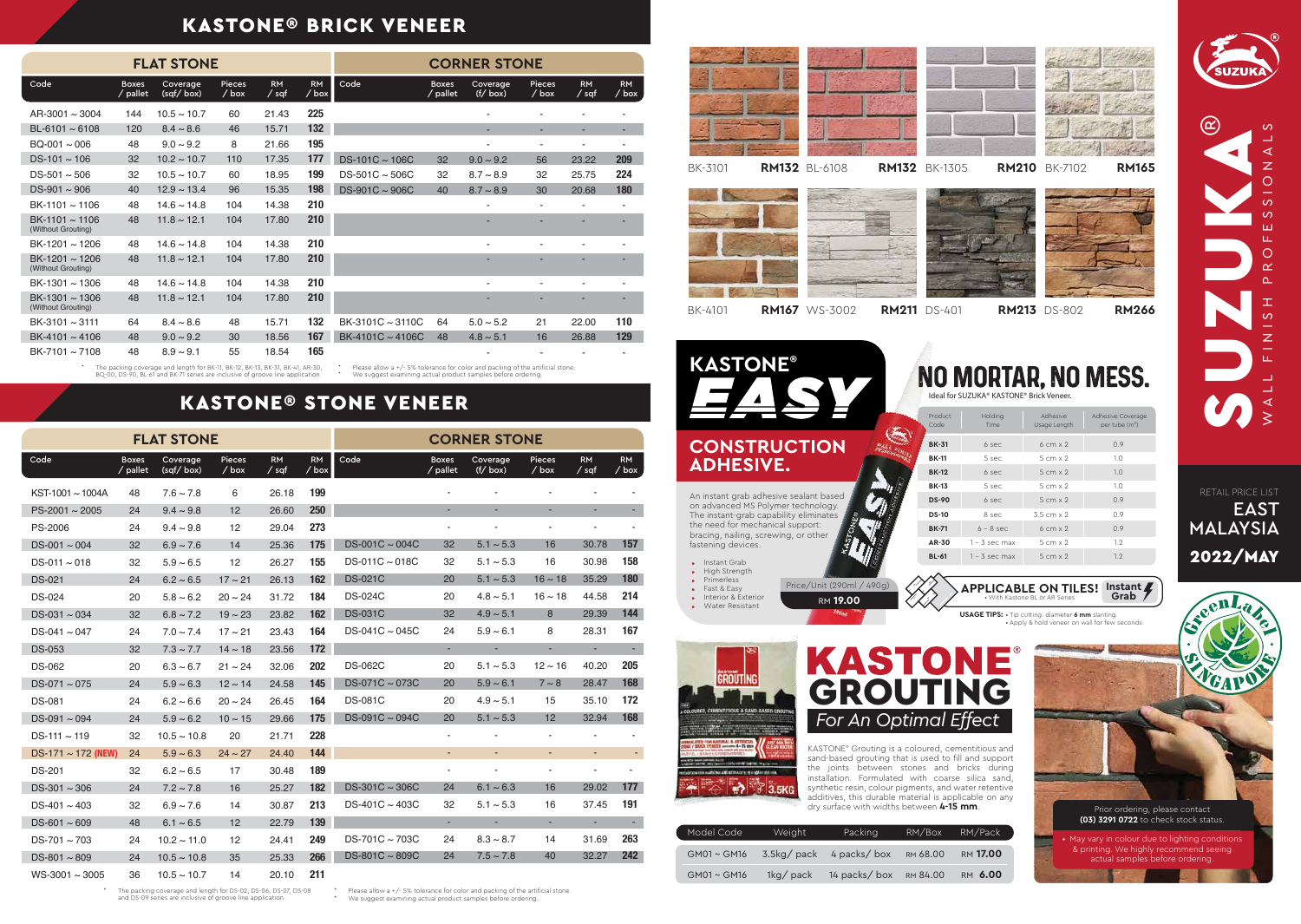# KASTONE® BRICK VENEER

| FLAT STONE | | | | | | CORNER STONE | | | | | | |
|---|---|---|---|---|---|---|---|---|---|---|---|---|
| Code | Boxes / pallet | Coverage (sqf/ box) | Pieces / box | RM / sqf | RM / box | Code | Boxes / pallet | Coverage (f/ box) | Pieces / box | RM / sqf | RM / box |
| AR-3001 ~ 3004 | 144 | 10.5 ~ 10.7 | 60 | 21.43 | 225 | | | - | - | - | - |
| BL-6101 ~ 6108 | 120 | 8.4 ~ 8.6 | 46 | 15.71 | 132 | | | - | - | - | - |
| BQ-001 ~ 006 | 48 | 9.0 ~ 9.2 | 8 | 21.66 | 195 | | | - | - | - | - |
| DS-101 ~ 106 | 32 | 10.2 ~ 10.7 | 110 | 17.35 | 177 | DS-101C ~ 106C | 32 | 9.0 ~ 9.2 | 56 | 23.22 | 209 |
| DS-501 ~ 506 | 32 | 10.5 ~ 10.7 | 60 | 18.95 | 199 | DS-501C ~ 506C | 32 | 8.7 ~ 8.9 | 32 | 25.75 | 224 |
| DS-901 ~ 906 | 40 | 12.9 ~ 13.4 | 96 | 15.35 | 198 | DS-901C ~ 906C | 40 | 8.7 ~ 8.9 | 30 | 20.68 | 180 |
| BK-1101 ~ 1106 | 48 | 14.6 ~ 14.8 | 104 | 14.38 | 210 | | | - | - | - | - |
| BK-1101 ~ 1106 (Without Grouting) | 48 | 11.8 ~ 12.1 | 104 | 17.80 | 210 | | | - | - | - | - |
| BK-1201 ~ 1206 | 48 | 14.6 ~ 14.8 | 104 | 14.38 | 210 | | | - | - | - | - |
| BK-1201 ~ 1206 (Without Grouting) | 48 | 11.8 ~ 12.1 | 104 | 17.80 | 210 | | | - | - | - | - |
| BK-1301 ~ 1306 | 48 | 14.6 ~ 14.8 | 104 | 14.38 | 210 | | | - | - | - | - |
| BK-1301 ~ 1306 (Without Grouting) | 48 | 11.8 ~ 12.1 | 104 | 17.80 | 210 | | | - | - | - | - |
| BK-3101 ~ 3111 | 64 | 8.4 ~ 8.6 | 48 | 15.71 | 132 | BK-3101C ~ 3110C | 64 | 5.0 ~ 5.2 | 21 | 22.00 | 110 |
| BK-4101 ~ 4106 | 48 | 9.0 ~ 9.2 | 30 | 18.56 | 167 | BK-4101C ~ 4106C | 48 | 4.8 ~ 5.1 | 16 | 26.88 | 129 |
| BK-7101 ~ 7108 | 48 | 8.9 ~ 9.1 | 55 | 18.54 | 165 | | | - | - | - | - |

* The packing coverage and length for BK-11, BK-12, BK-13, BK-31, BK-41, AR-30, BQ-00, DS-90, BL-61 and BK-71 series are inclusive of groove line application.
* Please allow a +/- 5% tolerance for color and packing of the artificial stone.
* We suggest examining actual product samples before ordering.

# KASTONE® STONE VENEER

| FLAT STONE | | | | | | CORNER STONE | | | | | | |
|---|---|---|---|---|---|---|---|---|---|---|---|---|
| Code | Boxes / pallet | Coverage (sqf/ box) | Pieces / box | RM / sqf | RM / box | Code | Boxes / pallet | Coverage (f/ box) | Pieces / box | RM / sqf | RM / box |
| KST-1001 ~ 1004A | 48 | 7.6 ~ 7.8 | 6 | 26.18 | 199 | | - | - | - | - | - |
| PS-2001 ~ 2005 | 24 | 9.4 ~ 9.8 | 12 | 26.60 | 250 | | - | - | - | - | - |
| PS-2006 | 24 | 9.4 ~ 9.8 | 12 | 29.04 | 273 | | - | - | - | - | - |
| DS-001 ~ 004 | 32 | 6.9 ~ 7.6 | 14 | 25.36 | 175 | DS-001C ~ 004C | 32 | 5.1 ~ 5.3 | 16 | 30.78 | 157 |
| DS-011 ~ 018 | 32 | 5.9 ~ 6.5 | 12 | 26.27 | 155 | DS-011C ~ 018C | 32 | 5.1 ~ 5.3 | 16 | 30.98 | 158 |
| DS-021 | 24 | 6.2 ~ 6.5 | 17 ~ 21 | 26.13 | 162 | DS-021C | 20 | 5.1 ~ 5.3 | 16 ~ 18 | 35.29 | 180 |
| DS-024 | 20 | 5.8 ~ 6.2 | 20 ~ 24 | 31.72 | 184 | DS-024C | 20 | 4.8 ~ 5.1 | 16 ~ 18 | 44.58 | 214 |
| DS-031 ~ 034 | 32 | 6.8 ~ 7.2 | 19 ~ 23 | 23.82 | 162 | DS-031C | 32 | 4.9 ~ 5.1 | 8 | 29.39 | 144 |
| DS-041 ~ 047 | 24 | 7.0 ~ 7.4 | 17 ~ 21 | 23.43 | 164 | DS-041C ~ 045C | 24 | 5.9 ~ 6.1 | 8 | 28.31 | 167 |
| DS-053 | 32 | 7.3 ~ 7.7 | 14 ~ 18 | 23.56 | 172 | | - | - | - | - | - |
| DS-062 | 20 | 6.3 ~ 6.7 | 21 ~ 24 | 32.06 | 202 | DS-062C | 20 | 5.1 ~ 5.3 | 12 ~ 16 | 40.20 | 205 |
| DS-071 ~ 075 | 24 | 5.9 ~ 6.3 | 12 ~ 14 | 24.58 | 145 | DS-071C ~ 073C | 20 | 5.9 ~ 6.1 | 7 ~ 8 | 28.47 | 168 |
| DS-081 | 24 | 6.2 ~ 6.6 | 20 ~ 24 | 26.45 | 164 | DS-081C | 20 | 4.9 ~ 5.1 | 15 | 35.10 | 172 |
| DS-091 ~ 094 | 24 | 5.9 ~ 6.2 | 10 ~ 15 | 29.66 | 175 | DS-091C ~ 094C | 20 | 5.1 ~ 5.3 | 12 | 32.94 | 168 |
| DS-111 ~ 119 | 32 | 10.5 ~ 10.8 | 20 | 21.71 | 228 | | - | - | - | - | - |
| DS-171 ~ 172 (NEW) | 24 | 5.9 ~ 6.3 | 24 ~ 27 | 24.40 | 144 | | - | - | - | - | - |
| DS-201 | 32 | 6.2 ~ 6.5 | 17 | 30.48 | 189 | | - | - | - | - | - |
| DS-301 ~ 306 | 24 | 7.2 ~ 7.8 | 16 | 25.27 | 182 | DS-301C ~ 306C | 24 | 6.1 ~ 6.3 | 16 | 29.02 | 177 |
| DS-401 ~ 403 | 32 | 6.9 ~ 7.6 | 14 | 30.87 | 213 | DS-401C ~ 403C | 32 | 5.1 ~ 5.3 | 16 | 37.45 | 191 |
| DS-601 ~ 609 | 48 | 6.1 ~ 6.5 | 12 | 22.79 | 139 | | - | - | - | - | - |
| DS-701 ~ 703 | 24 | 10.2 ~ 11.0 | 12 | 24.41 | 249 | DS-701C ~ 703C | 24 | 8.3 ~ 8.7 | 14 | 31.69 | 263 |
| DS-801 ~ 809 | 24 | 10.5 ~ 10.8 | 35 | 25.33 | 266 | DS-801C ~ 809C | 24 | 7.5 ~ 7.8 | 40 | 32.27 | 242 |
| WS-3001 ~ 3005 | 36 | 10.5 ~ 10.7 | 14 | 20.10 | 211 | | - | - | - | - | - |

* The packing coverage and length for DS-02, DS-06, DS-07, DS-08 and DS-09 series are inclusive of groove line application.
* Please allow a +/- 5% tolerance for color and packing of the artificial stone.
* We suggest examining actual product samples before ordering.

BK-3101 **RM132** BL-6108 **RM132** BK-1305 **RM210** BK-7102 **RM165**

BK-4101 **RM167** WS-3002 **RM211** DS-401 **RM213** DS-802 **RM266**

# KASTONE® EASY CONSTRUCTION ADHESIVE.

An instant grab adhesive sealant based on advanced MS Polymer technology. The instant-grab capability eliminates the need for mechanical support: bracing, nailing, screwing, or other fastening devices.

- Instant Grab
- High Strength
- Primerless
- Fast & Easy
- Interior & Exterior
- Water Resistant

Price/Unit (290ml / 490g) RM 19.00

## NO MORTAR, NO MESS.

Ideal for SUZUKA® KASTONE® Brick Veneer.

| Product Code | Holding Time | Adhesive Usage Length | Adhesive Coverage per tube ($m^2$) |
|---|---|---|---|
| BK-31 | 6 sec | 6 cm x 2 | 0.9 |
| BK-11 | 5 sec | 5 cm x 2 | 1.0 |
| BK-12 | 6 sec | 5 cm x 2 | 1.0 |
| BK-13 | 5 sec | 5 cm x 2 | 1.0 |
| DS-90 | 6 sec | 5 cm x 2 | 0.9 |
| DS-10 | 8 sec | 3.5 cm x 2 | 0.9 |
| BK-71 | 6 ~ 8 sec | 6 cm x 2 | 0.9 |
| AR-30 | 1 ~ 3 sec max | 5 cm x 2 | 1.2 |
| BL-61 | 1 ~ 3 sec max | 5 cm x 2 | 1.2 |

**APPLICABLE ON TILES!** Instant Grab
• With Kastone BL or AR Series

**USAGE TIPS:** • Tip cutting: diameter **6 mm** slanting. • Apply & hold veneer on wall for few seconds.

# KASTONE® GROUTING

*For An Optimal Effect*

KASTONE® Grouting is a coloured, cementitious and sand-based grouting that is used to fill and support the joints between stones and bricks during installation. Formulated with coarse silica sand, synthetic resin, colour pigments, and water retentive additives, this durable material is applicable on any dry surface with widths between **4-15 mm**.

| Model Code | Weight | Packing | RM/Box | RM/Pack |
|---|---|---|---|---|
| GM01 ~ GM16 | 3.5kg/ pack | 4 packs/ box | RM 68.00 | RM 17.00 |
| GM01 ~ GM16 | 1kg/ pack | 14 packs/ box | RM 84.00 | RM 6.00 |

SUZUKA® WALL FINISH PROFESSIONALS

RETAIL PRICE LIST
EAST MALAYSIA
**2022/MAY**

Prior ordering, please contact **(03) 3291 0722** to check stock status.

• May vary in colour due to lighting conditions & printing. We highly recommend seeing actual samples before ordering.